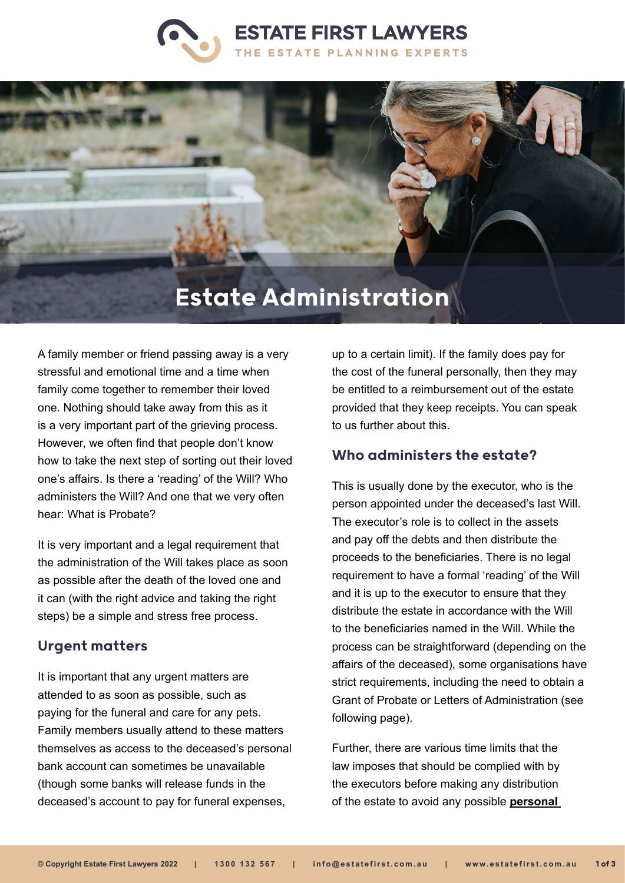# Estate Administration

A family member or friend passing away is a very stressful and emotional time and a time when family come together to remember their loved one. Nothing should take away from this as it is a very important part of the grieving process. However, we often find that people don't know how to take the next step of sorting out their loved one's affairs. Is there a 'reading' of the Will? Who administers the Will? And one that we very often hear: What is Probate?

It is very important and a legal requirement that the administration of the Will takes place as soon as possible after the death of the loved one and it can (with the right advice and taking the right steps) be a simple and stress free process.

## Urgent matters

It is important that any urgent matters are attended to as soon as possible, such as paying for the funeral and care for any pets. Family members usually attend to these matters themselves as access to the deceased's personal bank account can sometimes be unavailable (though some banks will release funds in the deceased's account to pay for funeral expenses, up to a certain limit). If the family does pay for the cost of the funeral personally, then they may be entitled to a reimbursement out of the estate provided that they keep receipts. You can speak to us further about this.

## Who administers the estate?

This is usually done by the executor, who is the person appointed under the deceased's last Will. The executor's role is to collect in the assets and pay off the debts and then distribute the proceeds to the beneficiaries. There is no legal requirement to have a formal 'reading' of the Will and it is up to the executor to ensure that they distribute the estate in accordance with the Will to the beneficiaries named in the Will. While the process can be straightforward (depending on the affairs of the deceased), some organisations have strict requirements, including the need to obtain a Grant of Probate or Letters of Administration (see following page).

Further, there are various time limits that the law imposes that should be complied with by the executors before making any distribution of the estate to avoid any possible **personal**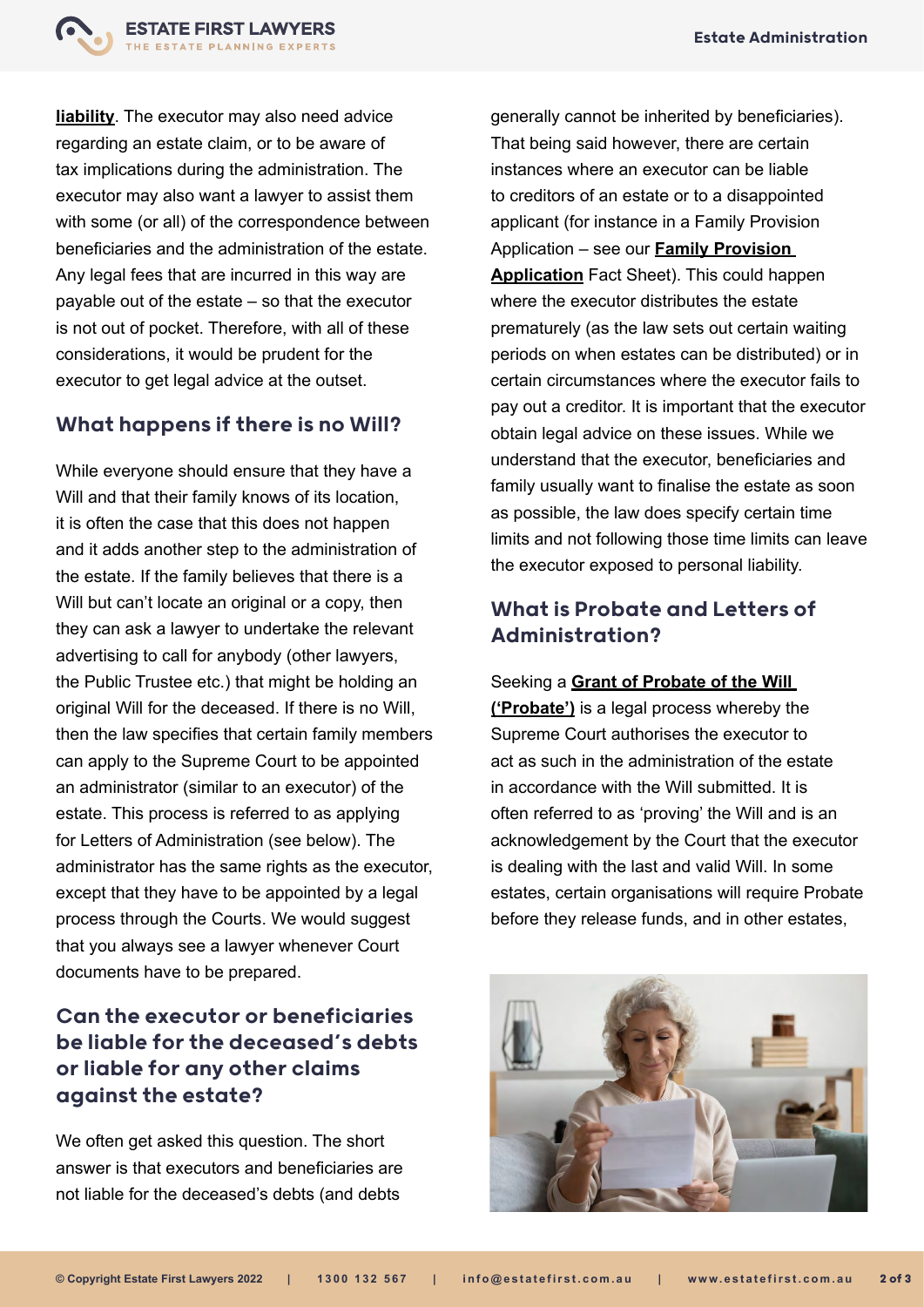**liability**. The executor may also need advice regarding an estate claim, or to be aware of tax implications during the administration. The executor may also want a lawyer to assist them with some (or all) of the correspondence between beneficiaries and the administration of the estate. Any legal fees that are incurred in this way are payable out of the estate – so that the executor is not out of pocket. Therefore, with all of these considerations, it would be prudent for the executor to get legal advice at the outset.

## What happens if there is no Will?

While everyone should ensure that they have a Will and that their family knows of its location, it is often the case that this does not happen and it adds another step to the administration of the estate. If the family believes that there is a Will but can't locate an original or a copy, then they can ask a lawyer to undertake the relevant advertising to call for anybody (other lawyers, the Public Trustee etc.) that might be holding an original Will for the deceased. If there is no Will, then the law specifies that certain family members can apply to the Supreme Court to be appointed an administrator (similar to an executor) of the estate. This process is referred to as applying for Letters of Administration (see below). The administrator has the same rights as the executor, except that they have to be appointed by a legal process through the Courts. We would suggest that you always see a lawyer whenever Court documents have to be prepared.

## Can the executor or beneficiaries be liable for the deceased's debts or liable for any other claims against the estate?

We often get asked this question. The short answer is that executors and beneficiaries are not liable for the deceased's debts (and debts generally cannot be inherited by beneficiaries). That being said however, there are certain instances where an executor can be liable to creditors of an estate or to a disappointed applicant (for instance in a Family Provision Application – see our **Family Provision Application** Fact Sheet). This could happen where the executor distributes the estate prematurely (as the law sets out certain waiting periods on when estates can be distributed) or in certain circumstances where the executor fails to pay out a creditor. It is important that the executor obtain legal advice on these issues. While we understand that the executor, beneficiaries and family usually want to finalise the estate as soon as possible, the law does specify certain time limits and not following those time limits can leave the executor exposed to personal liability.

## What is Probate and Letters of Administration?

Seeking a **Grant of Probate of the Will ('Probate')** is a legal process whereby the Supreme Court authorises the executor to act as such in the administration of the estate in accordance with the Will submitted. It is often referred to as 'proving' the Will and is an acknowledgement by the Court that the executor is dealing with the last and valid Will. In some estates, certain organisations will require Probate before they release funds, and in other estates,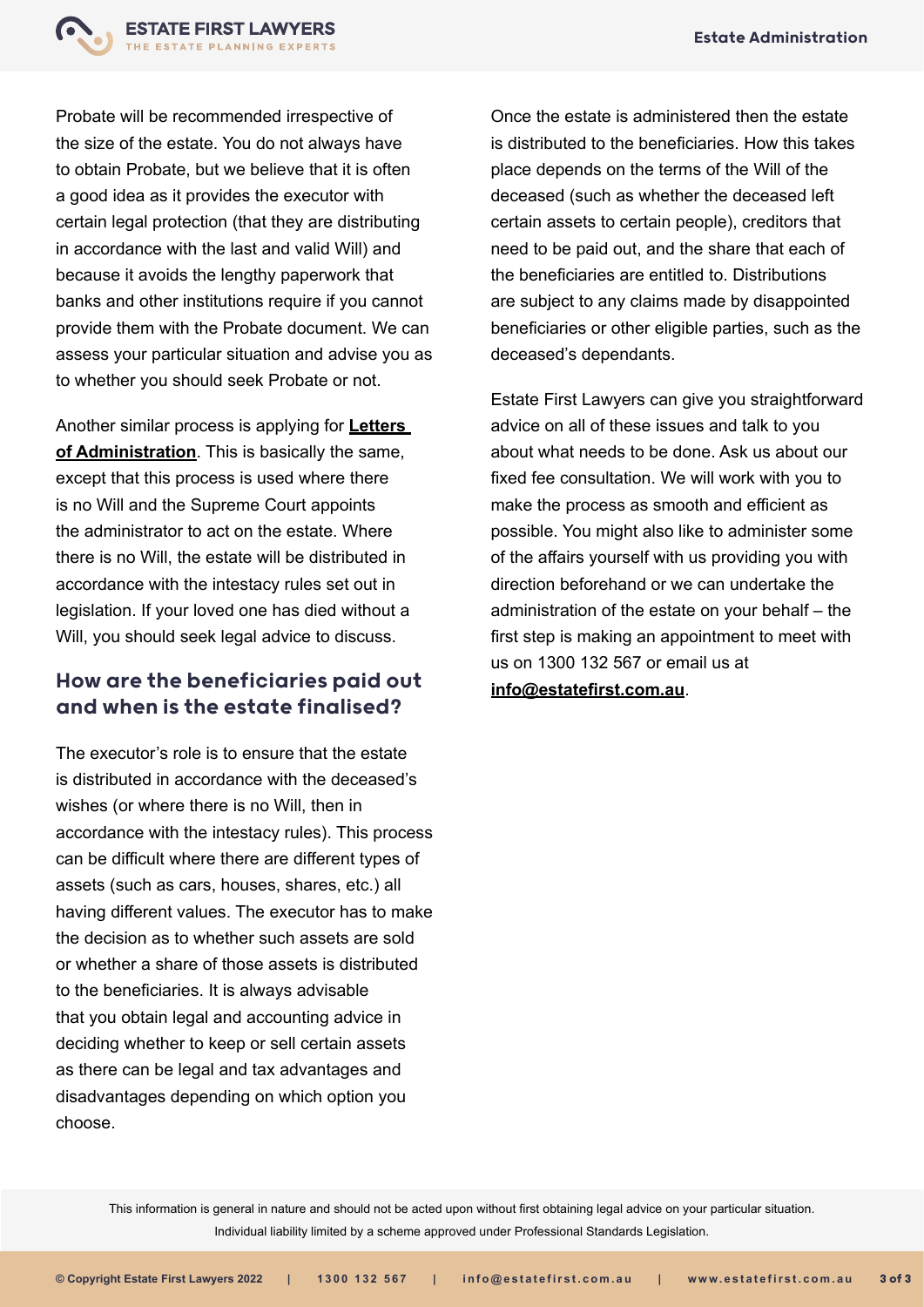Probate will be recommended irrespective of the size of the estate. You do not always have to obtain Probate, but we believe that it is often a good idea as it provides the executor with certain legal protection (that they are distributing in accordance with the last and valid Will) and because it avoids the lengthy paperwork that banks and other institutions require if you cannot provide them with the Probate document. We can assess your particular situation and advise you as to whether you should seek Probate or not.

Another similar process is applying for **Letters of Administration**. This is basically the same, except that this process is used where there is no Will and the Supreme Court appoints the administrator to act on the estate. Where there is no Will, the estate will be distributed in accordance with the intestacy rules set out in legislation. If your loved one has died without a Will, you should seek legal advice to discuss.

## How are the beneficiaries paid out and when is the estate finalised?

The executor's role is to ensure that the estate is distributed in accordance with the deceased's wishes (or where there is no Will, then in accordance with the intestacy rules). This process can be difficult where there are different types of assets (such as cars, houses, shares, etc.) all having different values. The executor has to make the decision as to whether such assets are sold or whether a share of those assets is distributed to the beneficiaries. It is always advisable that you obtain legal and accounting advice in deciding whether to keep or sell certain assets as there can be legal and tax advantages and disadvantages depending on which option you choose.

Once the estate is administered then the estate is distributed to the beneficiaries. How this takes place depends on the terms of the Will of the deceased (such as whether the deceased left certain assets to certain people), creditors that need to be paid out, and the share that each of the beneficiaries are entitled to. Distributions are subject to any claims made by disappointed beneficiaries or other eligible parties, such as the deceased's dependants.

Estate First Lawyers can give you straightforward advice on all of these issues and talk to you about what needs to be done. Ask us about our fixed fee consultation. We will work with you to make the process as smooth and efficient as possible. You might also like to administer some of the affairs yourself with us providing you with direction beforehand or we can undertake the administration of the estate on your behalf – the first step is making an appointment to meet with us on 1300 132 567 or email us at **info@estatefirst.com.au**.

This information is general in nature and should not be acted upon without first obtaining legal advice on your particular situation. Individual liability limited by a scheme approved under Professional Standards Legislation.